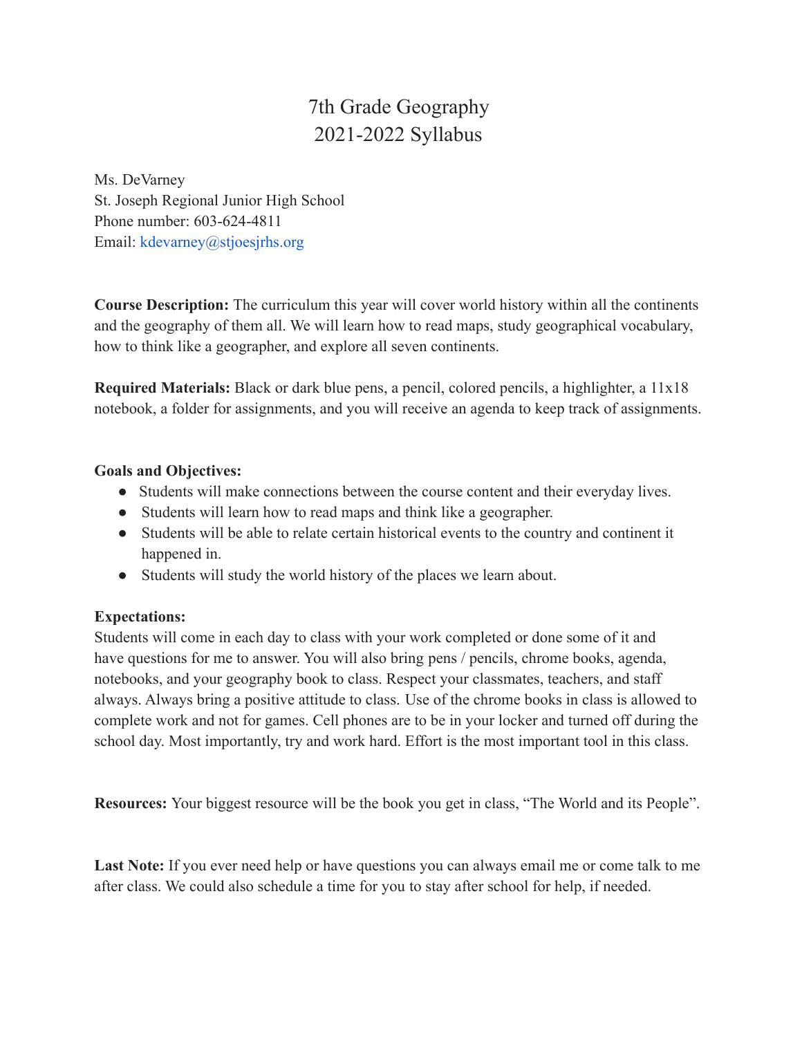# 7th Grade Geography
# 2021-2022 Syllabus

Ms. DeVarney
St. Joseph Regional Junior High School
Phone number: 603-624-4811
Email: kdevarney@stjoesjrhs.org

**Course Description:** The curriculum this year will cover world history within all the continents and the geography of them all. We will learn how to read maps, study geographical vocabulary, how to think like a geographer, and explore all seven continents.

**Required Materials:** Black or dark blue pens, a pencil, colored pencils, a highlighter, a 11x18 notebook, a folder for assignments, and you will receive an agenda to keep track of assignments.

**Goals and Objectives:**

- Students will make connections between the course content and their everyday lives.
- Students will learn how to read maps and think like a geographer.
- Students will be able to relate certain historical events to the country and continent it happened in.
- Students will study the world history of the places we learn about.

**Expectations:**
Students will come in each day to class with your work completed or done some of it and have questions for me to answer. You will also bring pens / pencils, chrome books, agenda, notebooks, and your geography book to class. Respect your classmates, teachers, and staff always. Always bring a positive attitude to class. Use of the chrome books in class is allowed to complete work and not for games. Cell phones are to be in your locker and turned off during the school day. Most importantly, try and work hard. Effort is the most important tool in this class.

**Resources:** Your biggest resource will be the book you get in class, "The World and its People".

**Last Note:** If you ever need help or have questions you can always email me or come talk to me after class. We could also schedule a time for you to stay after school for help, if needed.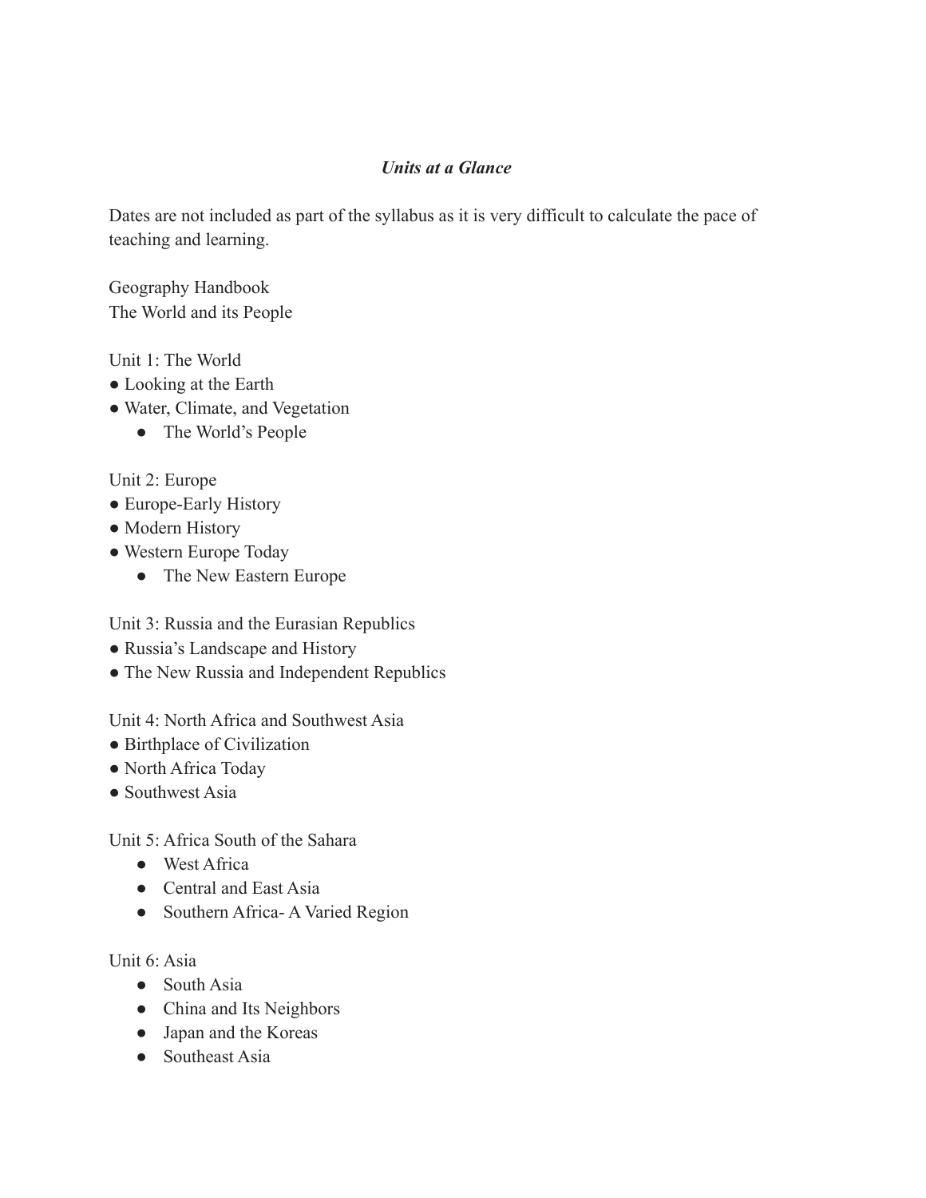### ***Units at a Glance***

Dates are not included as part of the syllabus as it is very difficult to calculate the pace of teaching and learning.

Geography Handbook
The World and its People

Unit 1: The World
- Looking at the Earth
- Water, Climate, and Vegetation
    - The World's People

Unit 2: Europe
- Europe-Early History
- Modern History
- Western Europe Today
    - The New Eastern Europe

Unit 3: Russia and the Eurasian Republics
- Russia's Landscape and History
- The New Russia and Independent Republics

Unit 4: North Africa and Southwest Asia
- Birthplace of Civilization
- North Africa Today
- Southwest Asia

Unit 5: Africa South of the Sahara
- West Africa
- Central and East Asia
- Southern Africa- A Varied Region

Unit 6: Asia
- South Asia
- China and Its Neighbors
- Japan and the Koreas
- Southeast Asia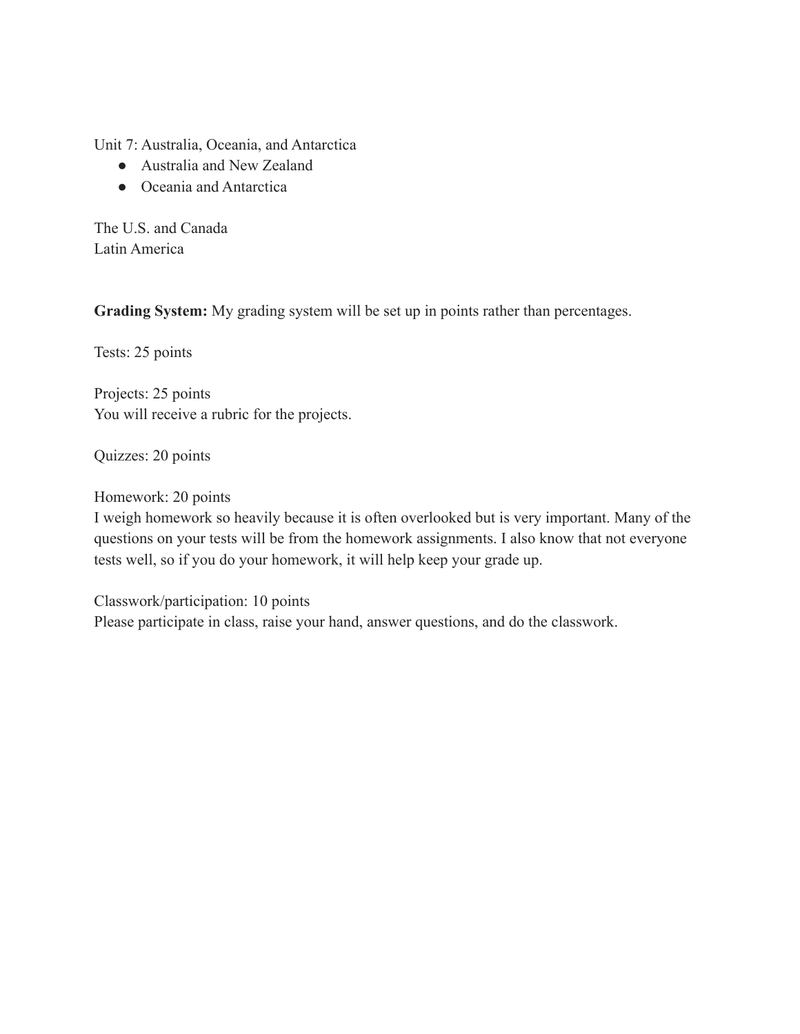Unit 7: Australia, Oceania, and Antarctica

- Australia and New Zealand
- Oceania and Antarctica

The U.S. and Canada
Latin America

**Grading System:** My grading system will be set up in points rather than percentages.

Tests: 25 points

Projects: 25 points
You will receive a rubric for the projects.

Quizzes: 20 points

Homework: 20 points
I weigh homework so heavily because it is often overlooked but is very important. Many of the questions on your tests will be from the homework assignments. I also know that not everyone tests well, so if you do your homework, it will help keep your grade up.

Classwork/participation: 10 points
Please participate in class, raise your hand, answer questions, and do the classwork.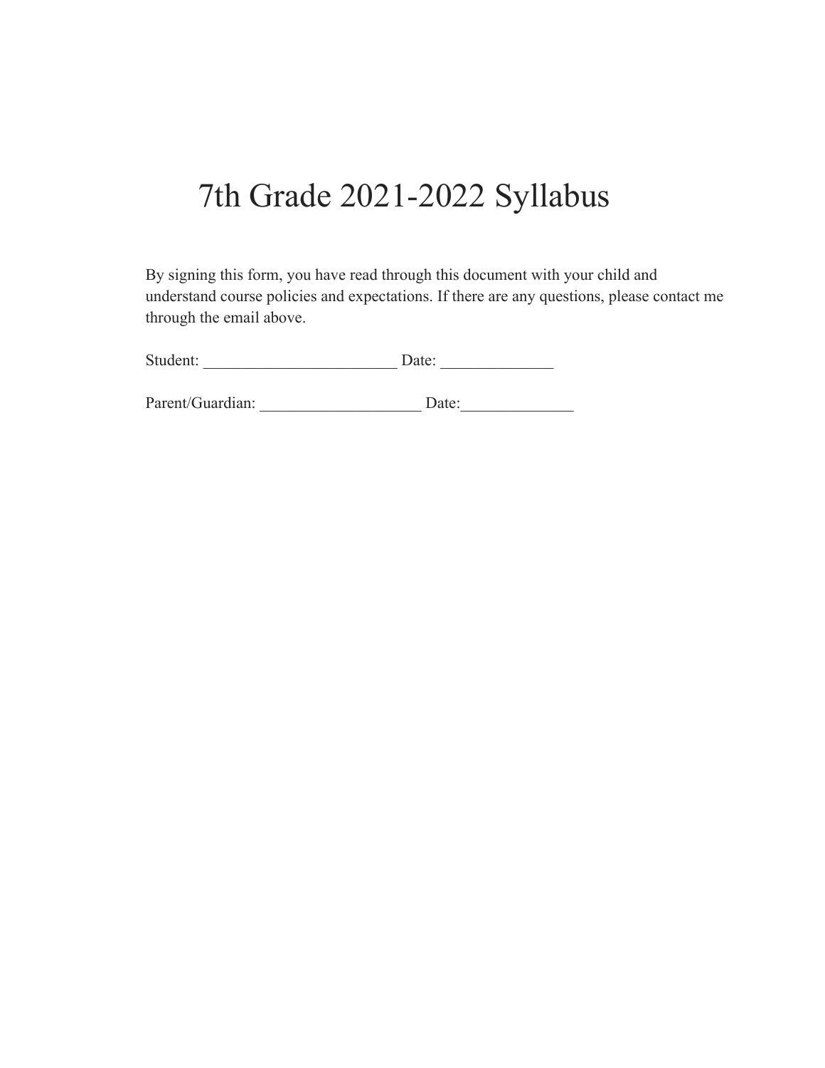# 7th Grade 2021-2022 Syllabus

By signing this form, you have read through this document with your child and understand course policies and expectations. If there are any questions, please contact me through the email above.

Student: ________________________ Date: ______________

Parent/Guardian: ____________________ Date:______________